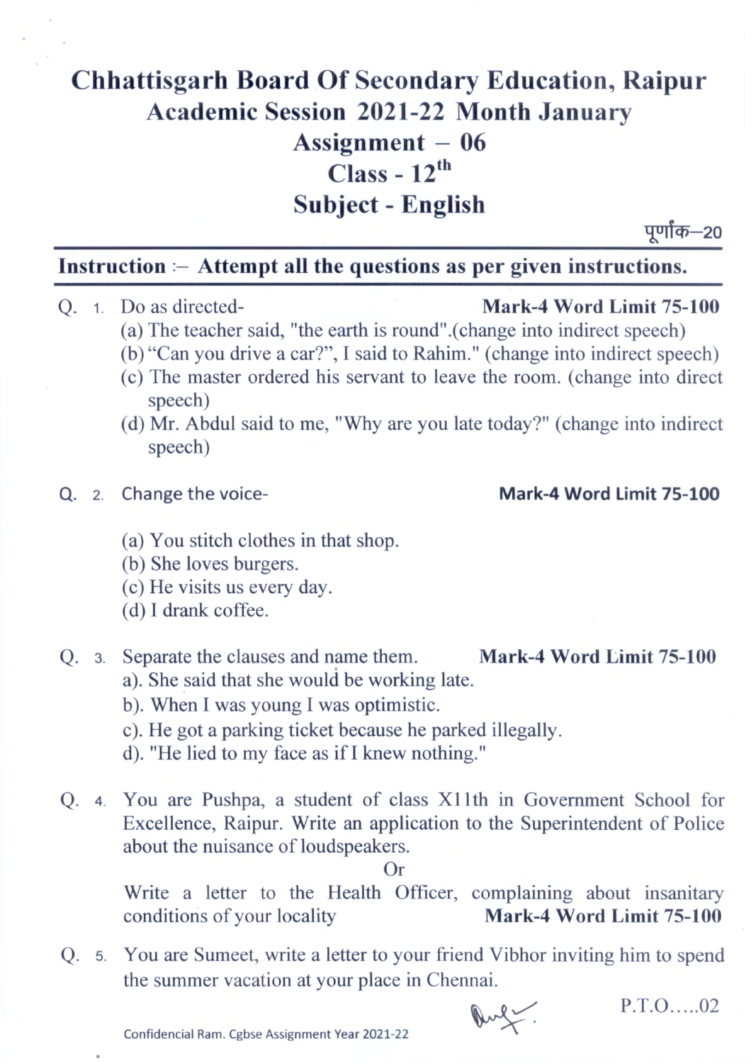# Chhattisgarh Board Of Secondary Education, Raipur
## Academic Session 2021-22 Month January
## Assignment – 06
## Class - 12th
## Subject - English

पूर्णांक–20

**Instruction :– Attempt all the questions as per given instructions.**

Q. 1. Do as directed- **Mark-4 Word Limit 75-100**

(a) The teacher said, "the earth is round".(change into indirect speech)

(b) "Can you drive a car?", I said to Rahim." (change into indirect speech)

(c) The master ordered his servant to leave the room. (change into direct speech)

(d) Mr. Abdul said to me, "Why are you late today?" (change into indirect speech)

Q. 2. Change the voice- **Mark-4 Word Limit 75-100**

(a) You stitch clothes in that shop.

(b) She loves burgers.

(c) He visits us every day.

(d) I drank coffee.

Q. 3. Separate the clauses and name them. **Mark-4 Word Limit 75-100**

a). She said that she would be working late.

b). When I was young I was optimistic.

c). He got a parking ticket because he parked illegally.

d). "He lied to my face as if I knew nothing."

Q. 4. You are Pushpa, a student of class X11th in Government School for Excellence, Raipur. Write an application to the Superintendent of Police about the nuisance of loudspeakers.

Or

Write a letter to the Health Officer, complaining about insanitary conditions of your locality **Mark-4 Word Limit 75-100**

Q. 5. You are Sumeet, write a letter to your friend Vibhor inviting him to spend the summer vacation at your place in Chennai.

P.T.O.....02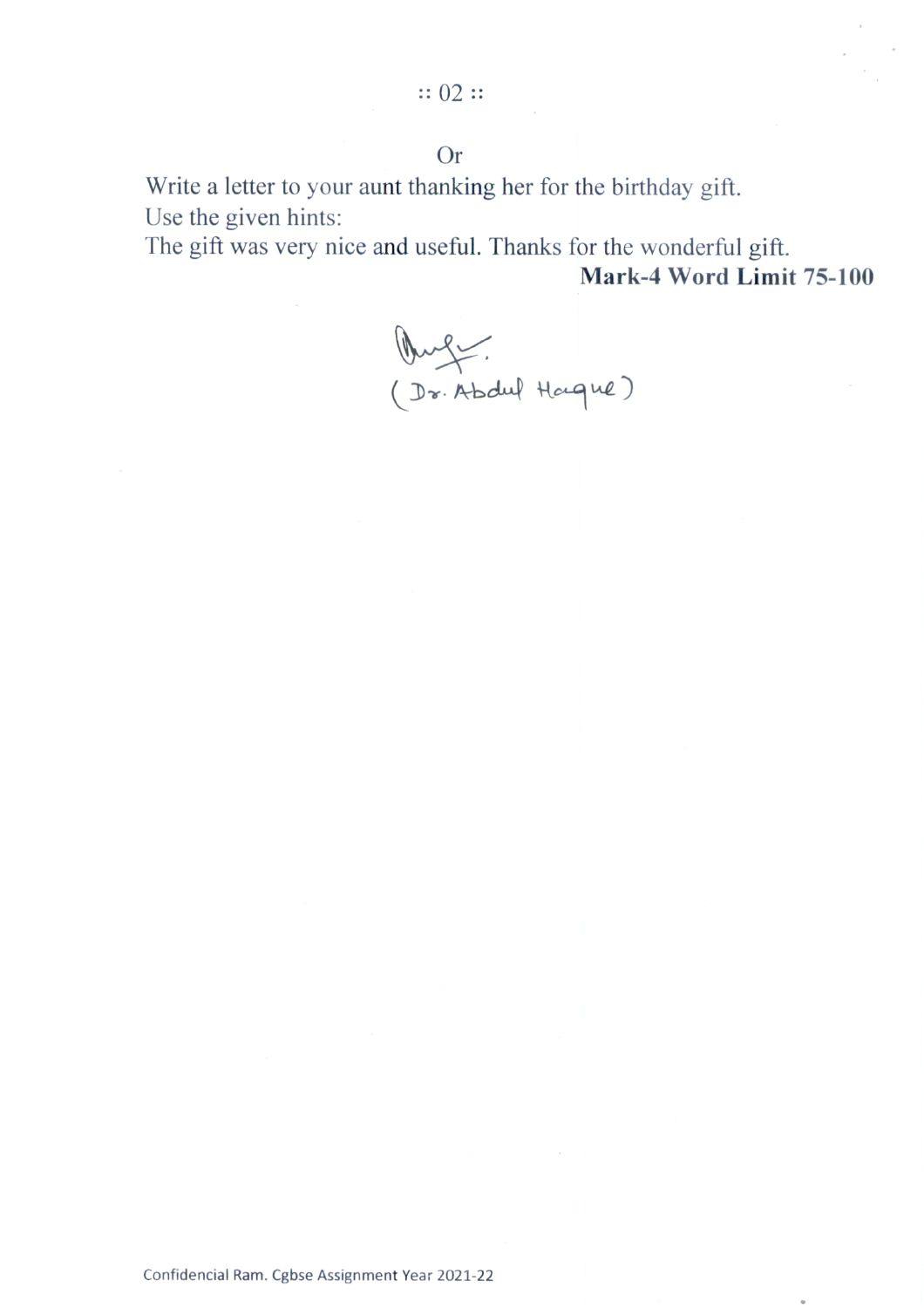Or

Write a letter to your aunt thanking her for the birthday gift.
Use the given hints:
The gift was very nice and useful. Thanks for the wonderful gift.

**Mark-4 Word Limit 75-100**

(Dr. Abdul Haque)

Confidencial Ram. Cgbse Assignment Year 2021-22